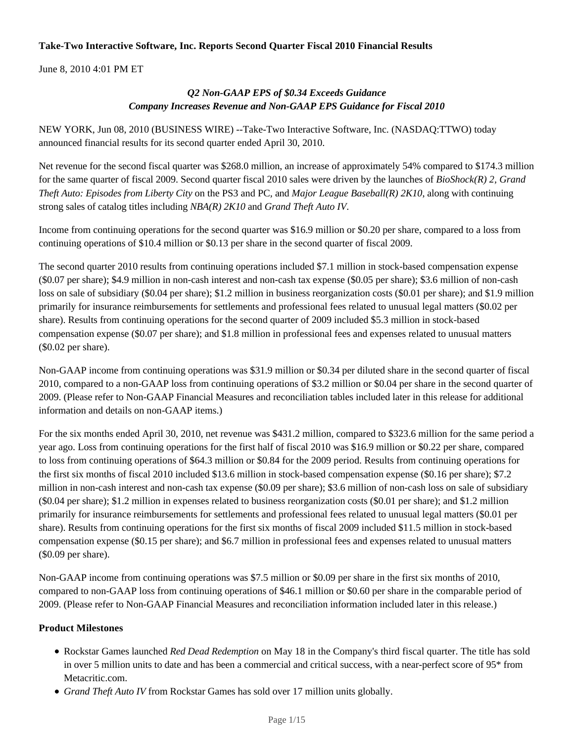**Take-Two Interactive Software, Inc. Reports Second Quarter Fiscal 2010 Financial Results**

June 8, 2010 4:01 PM ET

***Q2 Non-GAAP EPS of $0.34 Exceeds Guidance***
***Company Increases Revenue and Non-GAAP EPS Guidance for Fiscal 2010***

NEW YORK, Jun 08, 2010 (BUSINESS WIRE) --Take-Two Interactive Software, Inc. (NASDAQ:TTWO) today announced financial results for its second quarter ended April 30, 2010.

Net revenue for the second fiscal quarter was $268.0 million, an increase of approximately 54% compared to $174.3 million for the same quarter of fiscal 2009. Second quarter fiscal 2010 sales were driven by the launches of *BioShock(R) 2, Grand Theft Auto: Episodes from Liberty City* on the PS3 and PC, and *Major League Baseball(R) 2K10*, along with continuing strong sales of catalog titles including *NBA(R) 2K10* and *Grand Theft Auto IV*.

Income from continuing operations for the second quarter was $16.9 million or $0.20 per share, compared to a loss from continuing operations of $10.4 million or $0.13 per share in the second quarter of fiscal 2009.

The second quarter 2010 results from continuing operations included $7.1 million in stock-based compensation expense ($0.07 per share); $4.9 million in non-cash interest and non-cash tax expense ($0.05 per share); $3.6 million of non-cash loss on sale of subsidiary ($0.04 per share); $1.2 million in business reorganization costs ($0.01 per share); and $1.9 million primarily for insurance reimbursements for settlements and professional fees related to unusual legal matters ($0.02 per share). Results from continuing operations for the second quarter of 2009 included $5.3 million in stock-based compensation expense ($0.07 per share); and $1.8 million in professional fees and expenses related to unusual matters ($0.02 per share).

Non-GAAP income from continuing operations was $31.9 million or $0.34 per diluted share in the second quarter of fiscal 2010, compared to a non-GAAP loss from continuing operations of $3.2 million or $0.04 per share in the second quarter of 2009. (Please refer to Non-GAAP Financial Measures and reconciliation tables included later in this release for additional information and details on non-GAAP items.)

For the six months ended April 30, 2010, net revenue was $431.2 million, compared to $323.6 million for the same period a year ago. Loss from continuing operations for the first half of fiscal 2010 was $16.9 million or $0.22 per share, compared to loss from continuing operations of $64.3 million or $0.84 for the 2009 period. Results from continuing operations for the first six months of fiscal 2010 included $13.6 million in stock-based compensation expense ($0.16 per share); $7.2 million in non-cash interest and non-cash tax expense ($0.09 per share); $3.6 million of non-cash loss on sale of subsidiary ($0.04 per share); $1.2 million in expenses related to business reorganization costs ($0.01 per share); and $1.2 million primarily for insurance reimbursements for settlements and professional fees related to unusual legal matters ($0.01 per share). Results from continuing operations for the first six months of fiscal 2009 included $11.5 million in stock-based compensation expense ($0.15 per share); and $6.7 million in professional fees and expenses related to unusual matters ($0.09 per share).

Non-GAAP income from continuing operations was $7.5 million or $0.09 per share in the first six months of 2010, compared to non-GAAP loss from continuing operations of $46.1 million or $0.60 per share in the comparable period of 2009. (Please refer to Non-GAAP Financial Measures and reconciliation information included later in this release.)

**Product Milestones**

- Rockstar Games launched *Red Dead Redemption* on May 18 in the Company's third fiscal quarter. The title has sold in over 5 million units to date and has been a commercial and critical success, with a near-perfect score of 95* from Metacritic.com.
- *Grand Theft Auto IV* from Rockstar Games has sold over 17 million units globally.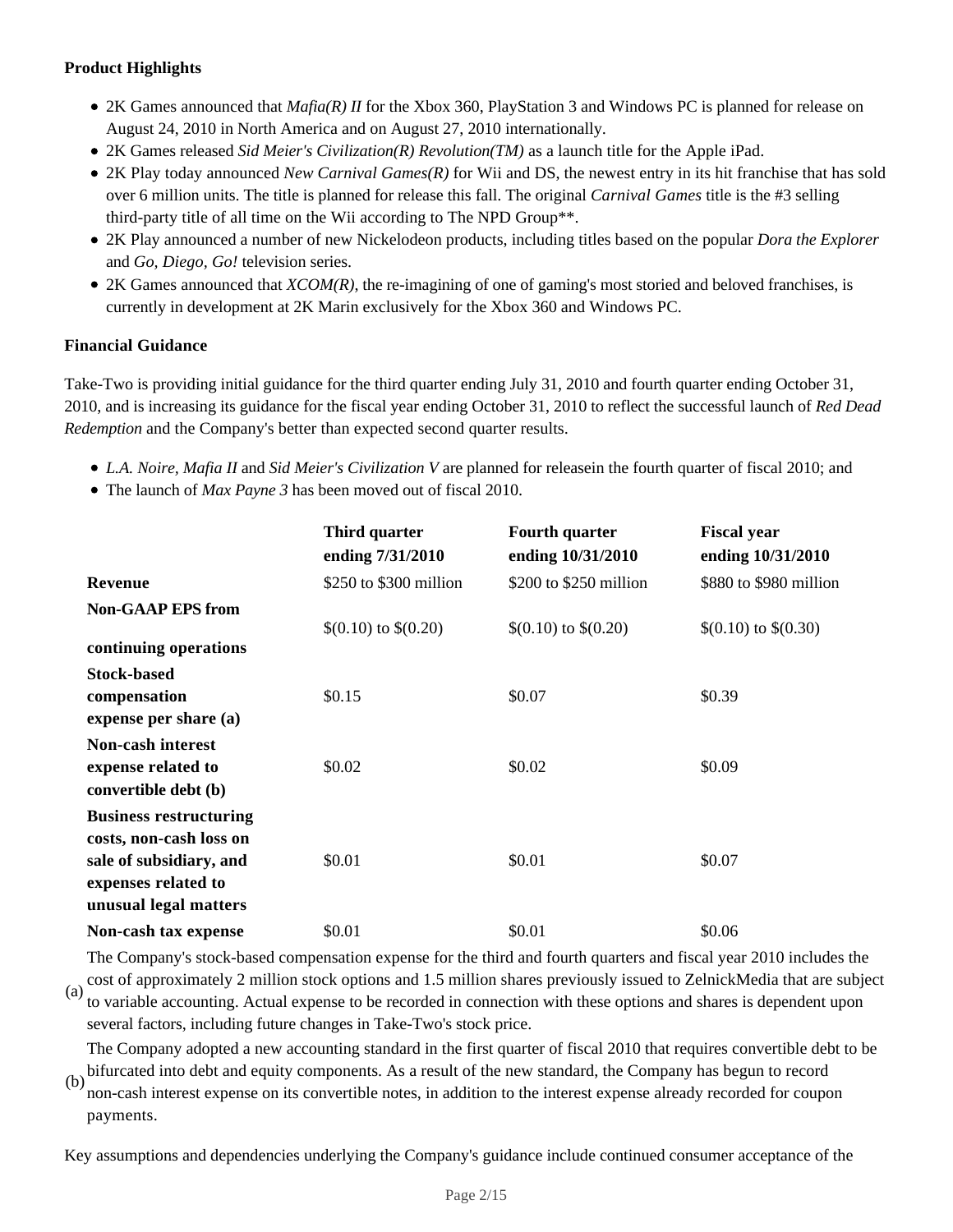**Product Highlights**

- 2K Games announced that *Mafia(R) II* for the Xbox 360, PlayStation 3 and Windows PC is planned for release on August 24, 2010 in North America and on August 27, 2010 internationally.
- 2K Games released *Sid Meier's Civilization(R) Revolution(TM)* as a launch title for the Apple iPad.
- 2K Play today announced *New Carnival Games(R)* for Wii and DS, the newest entry in its hit franchise that has sold over 6 million units. The title is planned for release this fall. The original *Carnival Games* title is the #3 selling third-party title of all time on the Wii according to The NPD Group**.
- 2K Play announced a number of new Nickelodeon products, including titles based on the popular *Dora the Explorer* and *Go, Diego, Go!* television series.
- 2K Games announced that *XCOM(R)*, the re-imagining of one of gaming's most storied and beloved franchises, is currently in development at 2K Marin exclusively for the Xbox 360 and Windows PC.

**Financial Guidance**

Take-Two is providing initial guidance for the third quarter ending July 31, 2010 and fourth quarter ending October 31, 2010, and is increasing its guidance for the fiscal year ending October 31, 2010 to reflect the successful launch of *Red Dead Redemption* and the Company's better than expected second quarter results.

- *L.A. Noire, Mafia II* and *Sid Meier's Civilization V* are planned for releasein the fourth quarter of fiscal 2010; and
- The launch of *Max Payne 3* has been moved out of fiscal 2010.

| | **Third quarter ending 7/31/2010** | **Fourth quarter ending 10/31/2010** | **Fiscal year ending 10/31/2010** |
|---|---|---|---|
| **Revenue** | $250 to $300 million | $200 to $250 million | $880 to $980 million |
| **Non-GAAP EPS from continuing operations** | $(0.10) to $(0.20) | $(0.10) to $(0.20) | $(0.10) to $(0.30) |
| **Stock-based compensation expense per share (a)** | $0.15 | $0.07 | $0.39 |
| **Non-cash interest expense related to convertible debt (b)** | $0.02 | $0.02 | $0.09 |
| **Business restructuring costs, non-cash loss on sale of subsidiary, and expenses related to unusual legal matters** | $0.01 | $0.01 | $0.07 |
| **Non-cash tax expense** | $0.01 | $0.01 | $0.06 |

(a) The Company's stock-based compensation expense for the third and fourth quarters and fiscal year 2010 includes the cost of approximately 2 million stock options and 1.5 million shares previously issued to ZelnickMedia that are subject to variable accounting. Actual expense to be recorded in connection with these options and shares is dependent upon several factors, including future changes in Take-Two's stock price.

(b) The Company adopted a new accounting standard in the first quarter of fiscal 2010 that requires convertible debt to be bifurcated into debt and equity components. As a result of the new standard, the Company has begun to record non-cash interest expense on its convertible notes, in addition to the interest expense already recorded for coupon payments.

Key assumptions and dependencies underlying the Company's guidance include continued consumer acceptance of the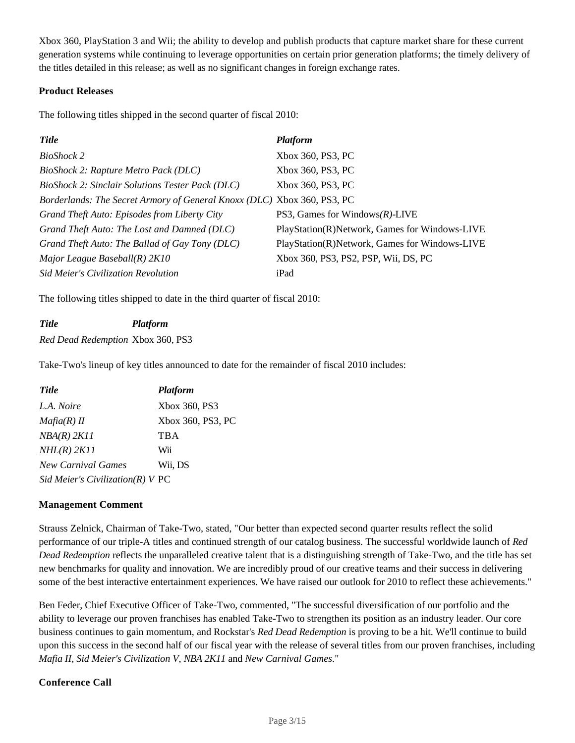Xbox 360, PlayStation 3 and Wii; the ability to develop and publish products that capture market share for these current generation systems while continuing to leverage opportunities on certain prior generation platforms; the timely delivery of the titles detailed in this release; as well as no significant changes in foreign exchange rates.

**Product Releases**

The following titles shipped in the second quarter of fiscal 2010:

| *Title* | *Platform* |
| --- | --- |
| *BioShock 2* | Xbox 360, PS3, PC |
| *BioShock 2: Rapture Metro Pack (DLC)* | Xbox 360, PS3, PC |
| *BioShock 2: Sinclair Solutions Tester Pack (DLC)* | Xbox 360, PS3, PC |
| *Borderlands: The Secret Armory of General Knoxx (DLC)* | Xbox 360, PS3, PC |
| *Grand Theft Auto: Episodes from Liberty City* | PS3, Games for Windows*(R)*-LIVE |
| *Grand Theft Auto: The Lost and Damned (DLC)* | PlayStation(R)Network, Games for Windows-LIVE |
| *Grand Theft Auto: The Ballad of Gay Tony (DLC)* | PlayStation(R)Network, Games for Windows-LIVE |
| *Major League Baseball(R) 2K10* | Xbox 360, PS3, PS2, PSP, Wii, DS, PC |
| *Sid Meier's Civilization Revolution* | iPad |

The following titles shipped to date in the third quarter of fiscal 2010:

| *Title* | *Platform* |
| --- | --- |
| *Red Dead Redemption* | Xbox 360, PS3 |

Take-Two's lineup of key titles announced to date for the remainder of fiscal 2010 includes:

| *Title* | *Platform* |
| --- | --- |
| *L.A. Noire* | Xbox 360, PS3 |
| *Mafia(R) II* | Xbox 360, PS3, PC |
| *NBA(R) 2K11* | TBA |
| *NHL(R) 2K11* | Wii |
| *New Carnival Games* | Wii, DS |
| *Sid Meier's Civilization(R) V* | PC |

**Management Comment**

Strauss Zelnick, Chairman of Take-Two, stated, "Our better than expected second quarter results reflect the solid performance of our triple-A titles and continued strength of our catalog business. The successful worldwide launch of *Red Dead Redemption* reflects the unparalleled creative talent that is a distinguishing strength of Take-Two, and the title has set new benchmarks for quality and innovation. We are incredibly proud of our creative teams and their success in delivering some of the best interactive entertainment experiences. We have raised our outlook for 2010 to reflect these achievements."

Ben Feder, Chief Executive Officer of Take-Two, commented, "The successful diversification of our portfolio and the ability to leverage our proven franchises has enabled Take-Two to strengthen its position as an industry leader. Our core business continues to gain momentum, and Rockstar's *Red Dead Redemption* is proving to be a hit. We'll continue to build upon this success in the second half of our fiscal year with the release of several titles from our proven franchises, including *Mafia II*, *Sid Meier's Civilization V*, *NBA 2K11* and *New Carnival Games*."

**Conference Call**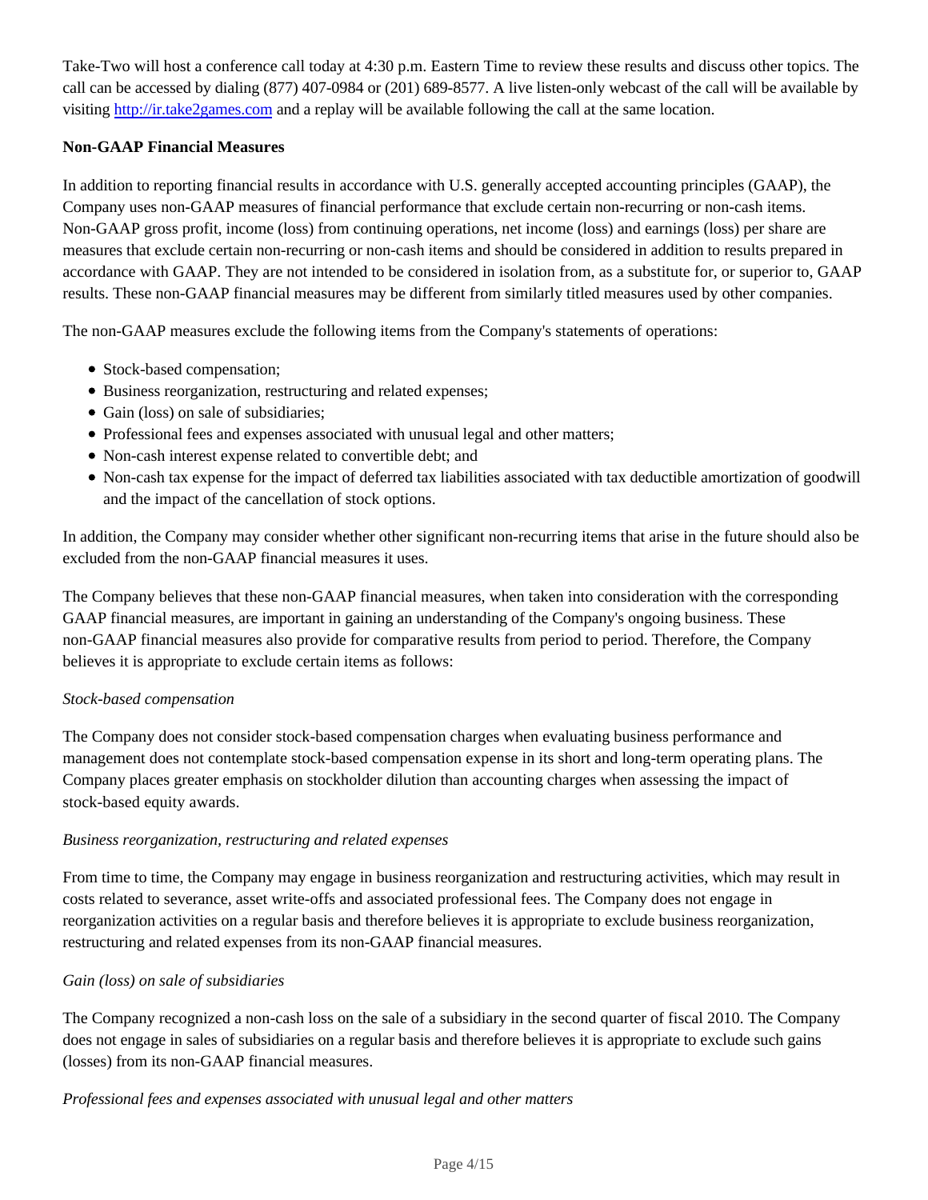Take-Two will host a conference call today at 4:30 p.m. Eastern Time to review these results and discuss other topics. The call can be accessed by dialing (877) 407-0984 or (201) 689-8577. A live listen-only webcast of the call will be available by visiting http://ir.take2games.com and a replay will be available following the call at the same location.

**Non-GAAP Financial Measures**

In addition to reporting financial results in accordance with U.S. generally accepted accounting principles (GAAP), the Company uses non-GAAP measures of financial performance that exclude certain non-recurring or non-cash items. Non-GAAP gross profit, income (loss) from continuing operations, net income (loss) and earnings (loss) per share are measures that exclude certain non-recurring or non-cash items and should be considered in addition to results prepared in accordance with GAAP. They are not intended to be considered in isolation from, as a substitute for, or superior to, GAAP results. These non-GAAP financial measures may be different from similarly titled measures used by other companies.

The non-GAAP measures exclude the following items from the Company's statements of operations:

- Stock-based compensation;
- Business reorganization, restructuring and related expenses;
- Gain (loss) on sale of subsidiaries;
- Professional fees and expenses associated with unusual legal and other matters;
- Non-cash interest expense related to convertible debt; and
- Non-cash tax expense for the impact of deferred tax liabilities associated with tax deductible amortization of goodwill and the impact of the cancellation of stock options.

In addition, the Company may consider whether other significant non-recurring items that arise in the future should also be excluded from the non-GAAP financial measures it uses.

The Company believes that these non-GAAP financial measures, when taken into consideration with the corresponding GAAP financial measures, are important in gaining an understanding of the Company's ongoing business. These non-GAAP financial measures also provide for comparative results from period to period. Therefore, the Company believes it is appropriate to exclude certain items as follows:

*Stock-based compensation*

The Company does not consider stock-based compensation charges when evaluating business performance and management does not contemplate stock-based compensation expense in its short and long-term operating plans. The Company places greater emphasis on stockholder dilution than accounting charges when assessing the impact of stock-based equity awards.

*Business reorganization, restructuring and related expenses*

From time to time, the Company may engage in business reorganization and restructuring activities, which may result in costs related to severance, asset write-offs and associated professional fees. The Company does not engage in reorganization activities on a regular basis and therefore believes it is appropriate to exclude business reorganization, restructuring and related expenses from its non-GAAP financial measures.

*Gain (loss) on sale of subsidiaries*

The Company recognized a non-cash loss on the sale of a subsidiary in the second quarter of fiscal 2010. The Company does not engage in sales of subsidiaries on a regular basis and therefore believes it is appropriate to exclude such gains (losses) from its non-GAAP financial measures.

*Professional fees and expenses associated with unusual legal and other matters*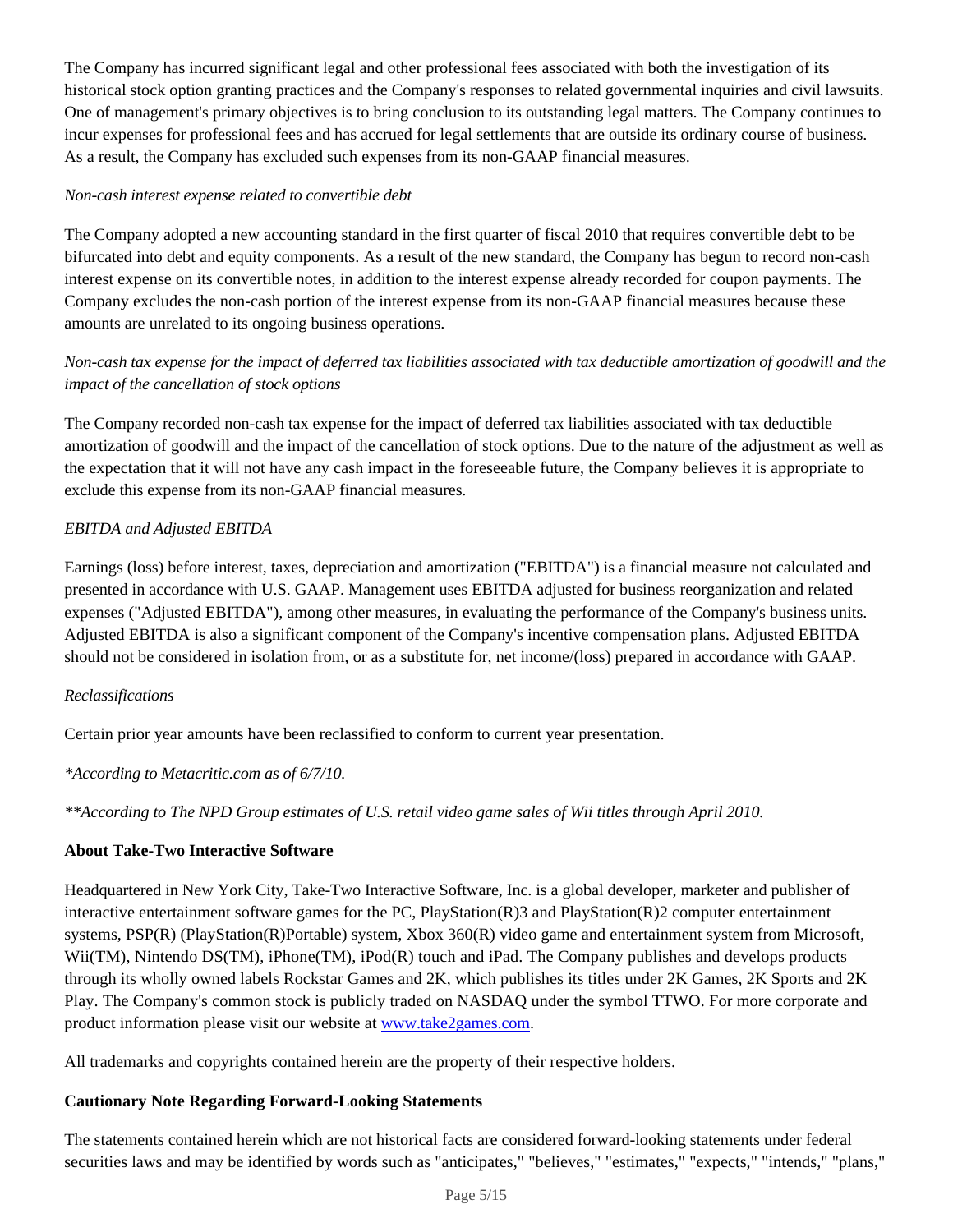The Company has incurred significant legal and other professional fees associated with both the investigation of its historical stock option granting practices and the Company's responses to related governmental inquiries and civil lawsuits. One of management's primary objectives is to bring conclusion to its outstanding legal matters. The Company continues to incur expenses for professional fees and has accrued for legal settlements that are outside its ordinary course of business. As a result, the Company has excluded such expenses from its non-GAAP financial measures.

*Non-cash interest expense related to convertible debt*

The Company adopted a new accounting standard in the first quarter of fiscal 2010 that requires convertible debt to be bifurcated into debt and equity components. As a result of the new standard, the Company has begun to record non-cash interest expense on its convertible notes, in addition to the interest expense already recorded for coupon payments. The Company excludes the non-cash portion of the interest expense from its non-GAAP financial measures because these amounts are unrelated to its ongoing business operations.

*Non-cash tax expense for the impact of deferred tax liabilities associated with tax deductible amortization of goodwill and the impact of the cancellation of stock options*

The Company recorded non-cash tax expense for the impact of deferred tax liabilities associated with tax deductible amortization of goodwill and the impact of the cancellation of stock options. Due to the nature of the adjustment as well as the expectation that it will not have any cash impact in the foreseeable future, the Company believes it is appropriate to exclude this expense from its non-GAAP financial measures.

*EBITDA and Adjusted EBITDA*

Earnings (loss) before interest, taxes, depreciation and amortization ("EBITDA") is a financial measure not calculated and presented in accordance with U.S. GAAP. Management uses EBITDA adjusted for business reorganization and related expenses ("Adjusted EBITDA"), among other measures, in evaluating the performance of the Company's business units. Adjusted EBITDA is also a significant component of the Company's incentive compensation plans. Adjusted EBITDA should not be considered in isolation from, or as a substitute for, net income/(loss) prepared in accordance with GAAP.

*Reclassifications*

Certain prior year amounts have been reclassified to conform to current year presentation.

*\*According to Metacritic.com as of 6/7/10.*

*\*\*According to The NPD Group estimates of U.S. retail video game sales of Wii titles through April 2010.*

**About Take-Two Interactive Software**

Headquartered in New York City, Take-Two Interactive Software, Inc. is a global developer, marketer and publisher of interactive entertainment software games for the PC, PlayStation(R)3 and PlayStation(R)2 computer entertainment systems, PSP(R) (PlayStation(R)Portable) system, Xbox 360(R) video game and entertainment system from Microsoft, Wii(TM), Nintendo DS(TM), iPhone(TM), iPod(R) touch and iPad. The Company publishes and develops products through its wholly owned labels Rockstar Games and 2K, which publishes its titles under 2K Games, 2K Sports and 2K Play. The Company's common stock is publicly traded on NASDAQ under the symbol TTWO. For more corporate and product information please visit our website at [www.take2games.com](http://www.take2games.com).

All trademarks and copyrights contained herein are the property of their respective holders.

**Cautionary Note Regarding Forward-Looking Statements**

The statements contained herein which are not historical facts are considered forward-looking statements under federal securities laws and may be identified by words such as "anticipates," "believes," "estimates," "expects," "intends," "plans,"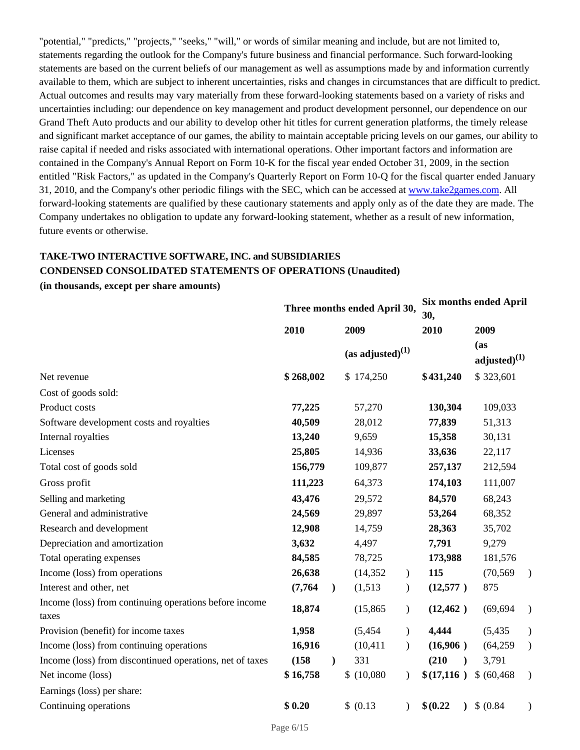"potential," "predicts," "projects," "seeks," "will," or words of similar meaning and include, but are not limited to, statements regarding the outlook for the Company's future business and financial performance. Such forward-looking statements are based on the current beliefs of our management as well as assumptions made by and information currently available to them, which are subject to inherent uncertainties, risks and changes in circumstances that are difficult to predict. Actual outcomes and results may vary materially from these forward-looking statements based on a variety of risks and uncertainties including: our dependence on key management and product development personnel, our dependence on our Grand Theft Auto products and our ability to develop other hit titles for current generation platforms, the timely release and significant market acceptance of our games, the ability to maintain acceptable pricing levels on our games, our ability to raise capital if needed and risks associated with international operations. Other important factors and information are contained in the Company's Annual Report on Form 10-K for the fiscal year ended October 31, 2009, in the section entitled "Risk Factors," as updated in the Company's Quarterly Report on Form 10-Q for the fiscal quarter ended January 31, 2010, and the Company's other periodic filings with the SEC, which can be accessed at www.take2games.com. All forward-looking statements are qualified by these cautionary statements and apply only as of the date they are made. The Company undertakes no obligation to update any forward-looking statement, whether as a result of new information, future events or otherwise.

**TAKE-TWO INTERACTIVE SOFTWARE, INC. and SUBSIDIARIES**
**CONDENSED CONSOLIDATED STATEMENTS OF OPERATIONS (Unaudited)**
**(in thousands, except per share amounts)**

| | Three months ended April 30, | | Six months ended April 30, | |
|---|---|---|---|---|
| | 2010 | 2009 (as adjusted)[1] | 2010 | 2009 (as adjusted)[1] |
| Net revenue | **$ 268,002** | $ 174,250 | **$ 431,240** | $ 323,601 |
| Cost of goods sold: | | | | |
| Product costs | **77,225** | 57,270 | **130,304** | 109,033 |
| Software development costs and royalties | **40,509** | 28,012 | **77,839** | 51,313 |
| Internal royalties | **13,240** | 9,659 | **15,358** | 30,131 |
| Licenses | **25,805** | 14,936 | **33,636** | 22,117 |
| Total cost of goods sold | **156,779** | 109,877 | **257,137** | 212,594 |
| Gross profit | **111,223** | 64,373 | **174,103** | 111,007 |
| Selling and marketing | **43,476** | 29,572 | **84,570** | 68,243 |
| General and administrative | **24,569** | 29,897 | **53,264** | 68,352 |
| Research and development | **12,908** | 14,759 | **28,363** | 35,702 |
| Depreciation and amortization | **3,632** | 4,497 | **7,791** | 9,279 |
| Total operating expenses | **84,585** | 78,725 | **173,988** | 181,576 |
| Income (loss) from operations | **26,638** | (14,352) | **115** | (70,569) |
| Interest and other, net | **(7,764)** | (1,513) | **(12,577)** | 875 |
| Income (loss) from continuing operations before income taxes | **18,874** | (15,865) | **(12,462)** | (69,694) |
| Provision (benefit) for income taxes | **1,958** | (5,454) | **4,444** | (5,435) |
| Income (loss) from continuing operations | **16,916** | (10,411) | **(16,906)** | (64,259) |
| Income (loss) from discontinued operations, net of taxes | **(158)** | 331 | **(210)** | 3,791 |
| Net income (loss) | **$ 16,758** | $ (10,080) | **$ (17,116)** | $ (60,468) |
| Earnings (loss) per share: | | | | |
| Continuing operations | **$ 0.20** | $ (0.13) | **$ (0.22)** | $ (0.84) |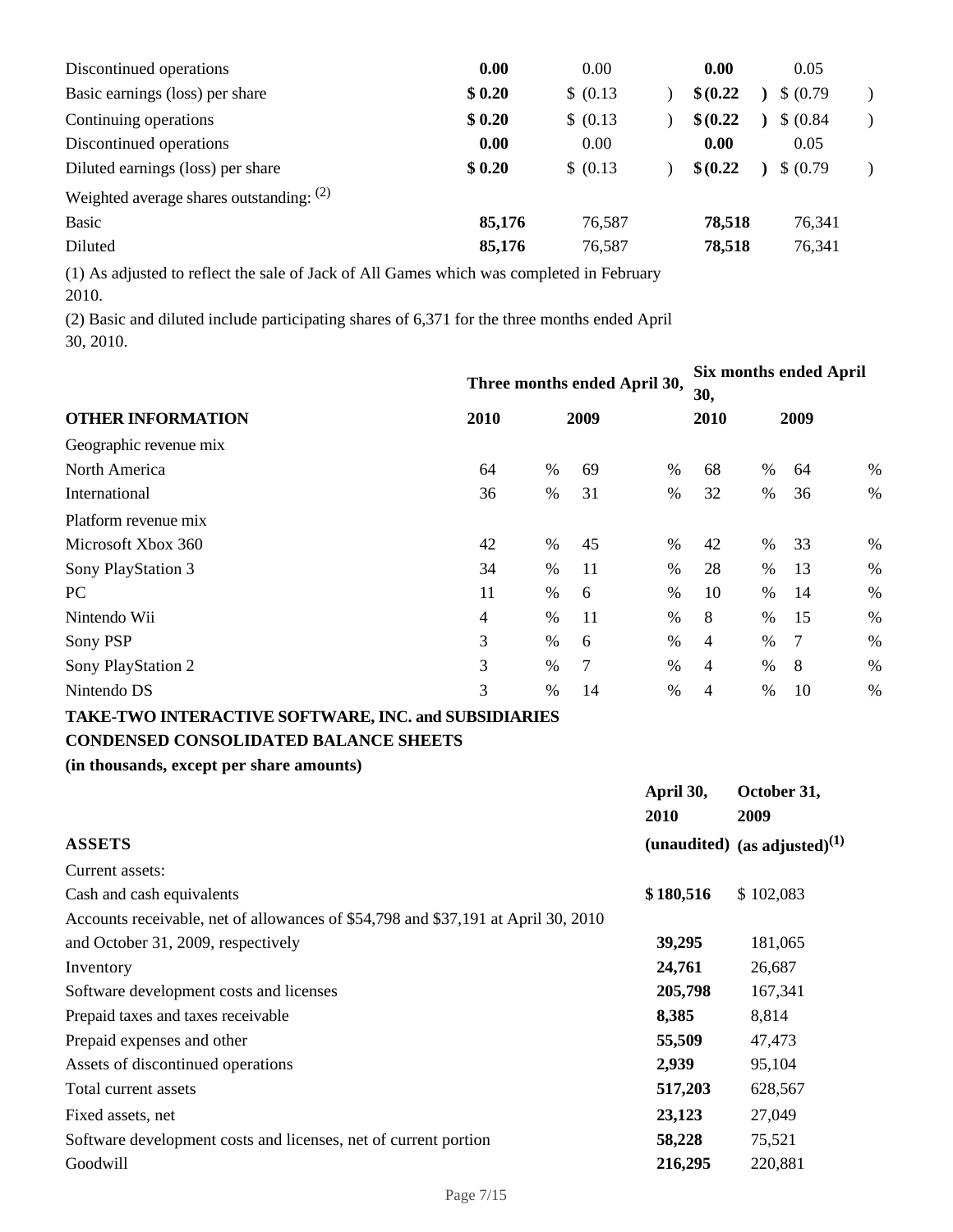| | | | | |
|---|---|---|---|---|
| Discontinued operations | **0.00** | 0.00 | **0.00** | 0.05 |
| Basic earnings (loss) per share | **$ 0.20** | $ (0.13) | **$ (0.22)** | $ (0.79) |
| Continuing operations | **$ 0.20** | $ (0.13) | **$ (0.22)** | $ (0.84) |
| Discontinued operations | **0.00** | 0.00 | **0.00** | 0.05 |
| Diluted earnings (loss) per share | **$ 0.20** | $ (0.13) | **$ (0.22)** | $ (0.79) |
| Weighted average shares outstanding: (2) | | | | |
| Basic | **85,176** | 76,587 | **78,518** | 76,341 |
| Diluted | **85,176** | 76,587 | **78,518** | 76,341 |

(1) As adjusted to reflect the sale of Jack of All Games which was completed in February 2010.

(2) Basic and diluted include participating shares of 6,371 for the three months ended April 30, 2010.

| | Three months ended April 30, | | Six months ended April 30, | |
|---|---|---|---|---|
| **OTHER INFORMATION** | **2010** | **2009** | **2010** | **2009** |
| Geographic revenue mix | | | | |
| North America | 64 % | 69 % | 68 % | 64 % |
| International | 36 % | 31 % | 32 % | 36 % |
| Platform revenue mix | | | | |
| Microsoft Xbox 360 | 42 % | 45 % | 42 % | 33 % |
| Sony PlayStation 3 | 34 % | 11 % | 28 % | 13 % |
| PC | 11 % | 6 % | 10 % | 14 % |
| Nintendo Wii | 4 % | 11 % | 8 % | 15 % |
| Sony PSP | 3 % | 6 % | 4 % | 7 % |
| Sony PlayStation 2 | 3 % | 7 % | 4 % | 8 % |
| Nintendo DS | 3 % | 14 % | 4 % | 10 % |

**TAKE-TWO INTERACTIVE SOFTWARE, INC. and SUBSIDIARIES**

**CONDENSED CONSOLIDATED BALANCE SHEETS**

**(in thousands, except per share amounts)**

| | April 30, 2010 | October 31, 2009 |
|---|---|---|
| **ASSETS** | **(unaudited)** | **(as adjusted)(1)** |
| Current assets: | | |
| Cash and cash equivalents | **$ 180,516** | $ 102,083 |
| Accounts receivable, net of allowances of $54,798 and $37,191 at April 30, 2010 and October 31, 2009, respectively | **39,295** | 181,065 |
| Inventory | **24,761** | 26,687 |
| Software development costs and licenses | **205,798** | 167,341 |
| Prepaid taxes and taxes receivable | **8,385** | 8,814 |
| Prepaid expenses and other | **55,509** | 47,473 |
| Assets of discontinued operations | **2,939** | 95,104 |
| Total current assets | **517,203** | 628,567 |
| Fixed assets, net | **23,123** | 27,049 |
| Software development costs and licenses, net of current portion | **58,228** | 75,521 |
| Goodwill | **216,295** | 220,881 |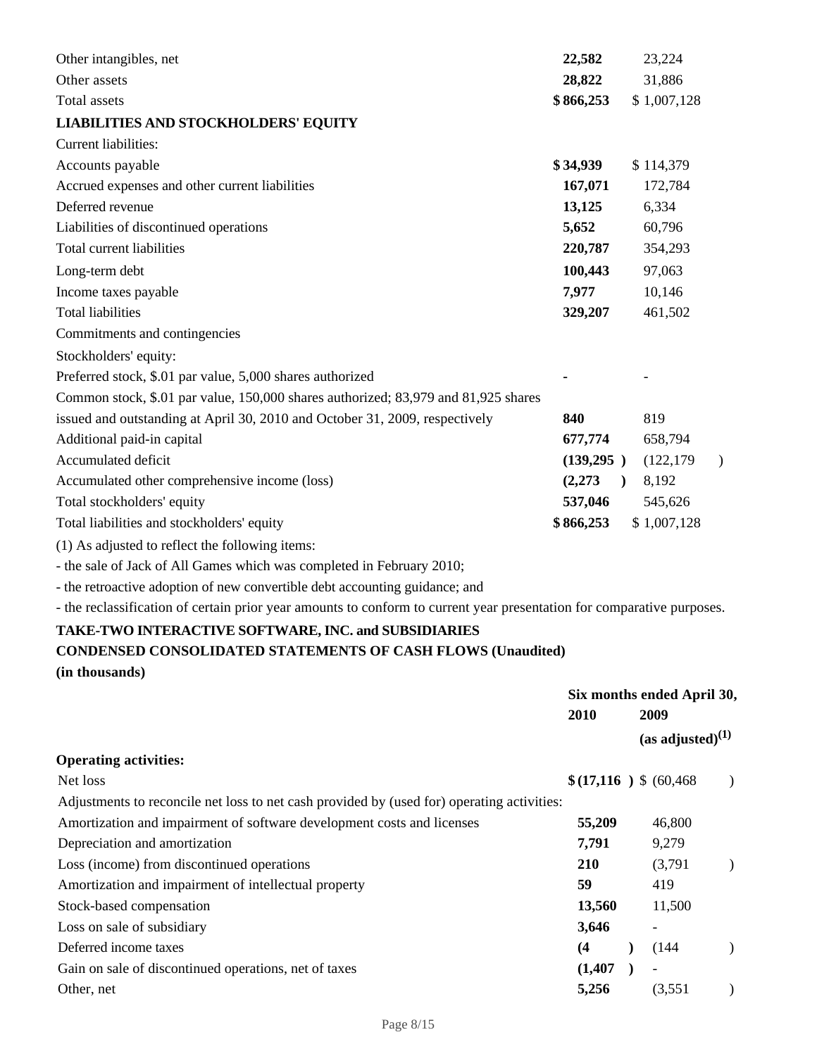| | | |
|---|---|---|
| Other intangibles, net | **22,582** | 23,224 |
| Other assets | **28,822** | 31,886 |
| Total assets | **$ 866,253** | $ 1,007,128 |
| **LIABILITIES AND STOCKHOLDERS' EQUITY** | | |
| Current liabilities: | | |
| Accounts payable | **$ 34,939** | $ 114,379 |
| Accrued expenses and other current liabilities | **167,071** | 172,784 |
| Deferred revenue | **13,125** | 6,334 |
| Liabilities of discontinued operations | **5,652** | 60,796 |
| Total current liabilities | **220,787** | 354,293 |
| Long-term debt | **100,443** | 97,063 |
| Income taxes payable | **7,977** | 10,146 |
| Total liabilities | **329,207** | 461,502 |
| Commitments and contingencies | | |
| Stockholders' equity: | | |
| Preferred stock, $.01 par value, 5,000 shares authorized | **-** | - |
| Common stock, $.01 par value, 150,000 shares authorized; 83,979 and 81,925 shares issued and outstanding at April 30, 2010 and October 31, 2009, respectively | **840** | 819 |
| Additional paid-in capital | **677,774** | 658,794 |
| Accumulated deficit | **(139,295 )** | (122,179 ) |
| Accumulated other comprehensive income (loss) | **(2,273 )** | 8,192 |
| Total stockholders' equity | **537,046** | 545,626 |
| Total liabilities and stockholders' equity | **$ 866,253** | $ 1,007,128 |

(1) As adjusted to reflect the following items:

- the sale of Jack of All Games which was completed in February 2010;
- the retroactive adoption of new convertible debt accounting guidance; and
- the reclassification of certain prior year amounts to conform to current year presentation for comparative purposes.

**TAKE-TWO INTERACTIVE SOFTWARE, INC. and SUBSIDIARIES**

**CONDENSED CONSOLIDATED STATEMENTS OF CASH FLOWS (Unaudited)**

**(in thousands)**

| | Six months ended April 30, | |
|---|---|---|
| | **2010** | **2009** |
| | | **(as adjusted)(1)** |
| **Operating activities:** | | |
| Net loss | **$ (17,116 )** | $ (60,468 ) |
| Adjustments to reconcile net loss to net cash provided by (used for) operating activities: | | |
| Amortization and impairment of software development costs and licenses | **55,209** | 46,800 |
| Depreciation and amortization | **7,791** | 9,279 |
| Loss (income) from discontinued operations | **210** | (3,791 ) |
| Amortization and impairment of intellectual property | **59** | 419 |
| Stock-based compensation | **13,560** | 11,500 |
| Loss on sale of subsidiary | **3,646** | - |
| Deferred income taxes | **(4 )** | (144 ) |
| Gain on sale of discontinued operations, net of taxes | **(1,407 )** | - |
| Other, net | **5,256** | (3,551 ) |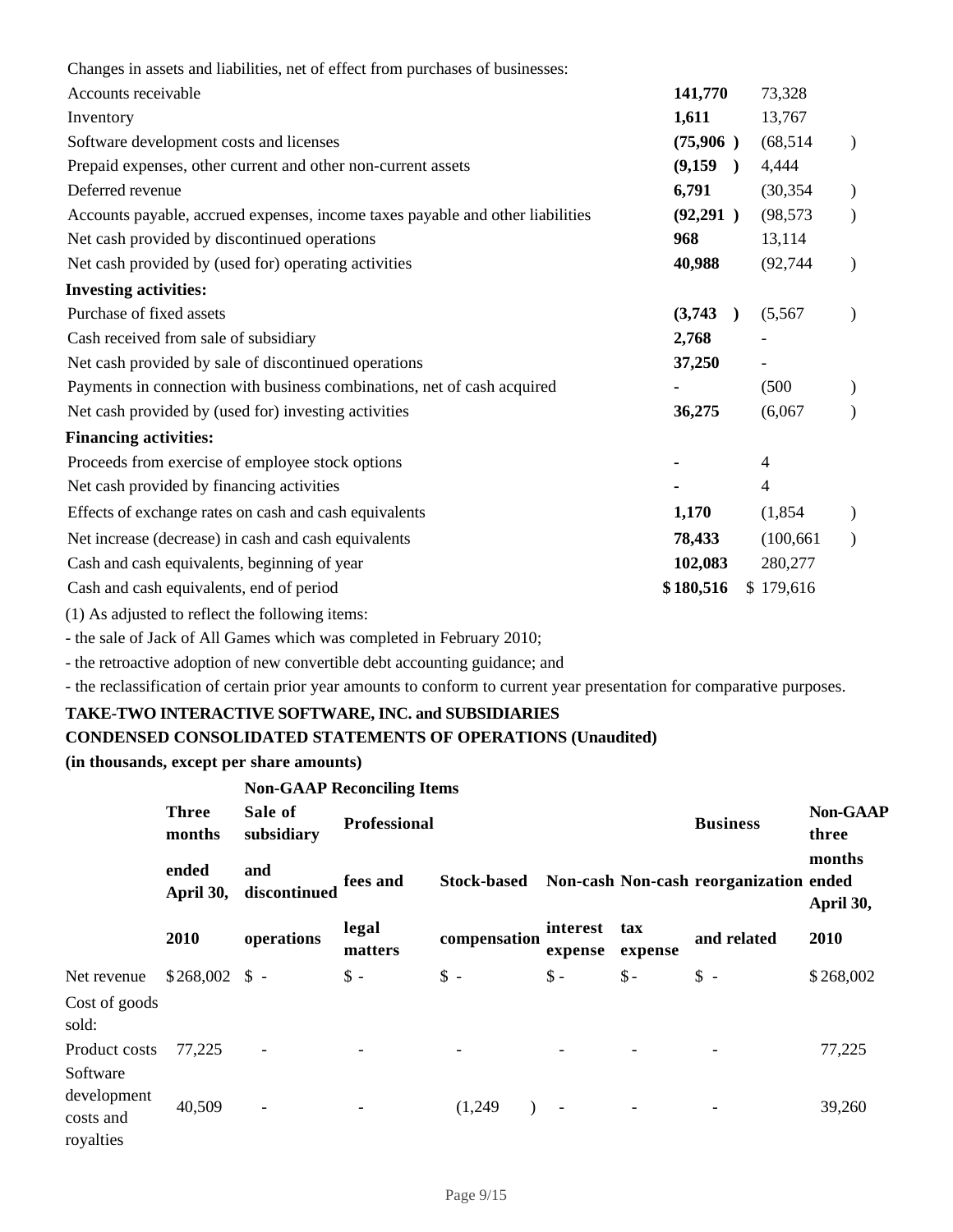| | | |
|---|---|---|
| Changes in assets and liabilities, net of effect from purchases of businesses: | | |
| Accounts receivable | **141,770** | 73,328 |
| Inventory | **1,611** | 13,767 |
| Software development costs and licenses | **(75,906 )** | (68,514 ) |
| Prepaid expenses, other current and other non-current assets | **(9,159 )** | 4,444 |
| Deferred revenue | **6,791** | (30,354 ) |
| Accounts payable, accrued expenses, income taxes payable and other liabilities | **(92,291 )** | (98,573 ) |
| Net cash provided by discontinued operations | **968** | 13,114 |
| Net cash provided by (used for) operating activities | **40,988** | (92,744 ) |
| **Investing activities:** | | |
| Purchase of fixed assets | **(3,743 )** | (5,567 ) |
| Cash received from sale of subsidiary | **2,768** | - |
| Net cash provided by sale of discontinued operations | **37,250** | - |
| Payments in connection with business combinations, net of cash acquired | **-** | (500 ) |
| Net cash provided by (used for) investing activities | **36,275** | (6,067 ) |
| **Financing activities:** | | |
| Proceeds from exercise of employee stock options | **-** | 4 |
| Net cash provided by financing activities | **-** | 4 |
| Effects of exchange rates on cash and cash equivalents | **1,170** | (1,854 ) |
| Net increase (decrease) in cash and cash equivalents | **78,433** | (100,661 ) |
| Cash and cash equivalents, beginning of year | **102,083** | 280,277 |
| Cash and cash equivalents, end of period | **$ 180,516** | $ 179,616 |

(1) As adjusted to reflect the following items:

- the sale of Jack of All Games which was completed in February 2010;
- the retroactive adoption of new convertible debt accounting guidance; and
- the reclassification of certain prior year amounts to conform to current year presentation for comparative purposes.

**TAKE-TWO INTERACTIVE SOFTWARE, INC. and SUBSIDIARIES**

**CONDENSED CONSOLIDATED STATEMENTS OF OPERATIONS (Unaudited)**

**(in thousands, except per share amounts)**

| | | **Non-GAAP Reconciling Items** | | | | | | |
|---|---|---|---|---|---|---|---|---|
| | **Three months ended April 30, 2010** | **Sale of subsidiary and discontinued operations** | **Professional fees and legal matters** | **Stock-based compensation** | **Non-cash interest expense** | **Non-cash tax expense** | **Business reorganization and related** | **Non-GAAP three months ended April 30, 2010** |
| Net revenue | $ 268,002 | $ - | $ - | $ - | $ - | $ - | $ - | $ 268,002 |
| Cost of goods sold: | | | | | | | | |
| Product costs | 77,225 | - | - | - | - | - | - | 77,225 |
| Software development costs and royalties | 40,509 | - | - | (1,249 ) | - | - | - | 39,260 |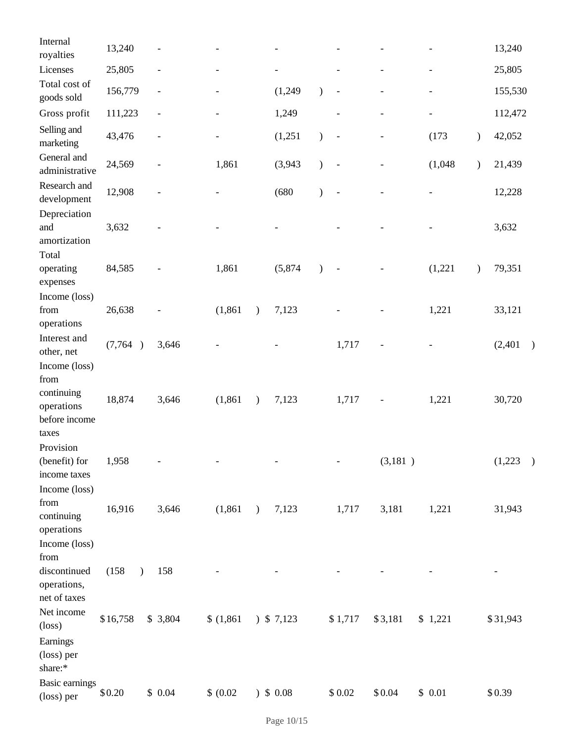| | | | | | | | | |
|---|---|---|---|---|---|---|---|---|
| Internal royalties | 13,240 | - | - | - | - | - | - | 13,240 |
| Licenses | 25,805 | - | - | - | - | - | - | 25,805 |
| Total cost of goods sold | 156,779 | - | - | (1,249) | - | - | - | 155,530 |
| Gross profit | 111,223 | - | - | 1,249 | - | - | - | 112,472 |
| Selling and marketing | 43,476 | - | - | (1,251) | - | - | (173) | 42,052 |
| General and administrative | 24,569 | - | 1,861 | (3,943) | - | - | (1,048) | 21,439 |
| Research and development | 12,908 | - | - | (680) | - | - | - | 12,228 |
| Depreciation and amortization | 3,632 | - | - | - | - | - | - | 3,632 |
| Total operating expenses | 84,585 | - | 1,861 | (5,874) | - | - | (1,221) | 79,351 |
| Income (loss) from operations | 26,638 | - | (1,861) | 7,123 | - | - | 1,221 | 33,121 |
| Interest and other, net | (7,764) | 3,646 | - | - | 1,717 | - | - | (2,401) |
| Income (loss) from continuing operations before income taxes | 18,874 | 3,646 | (1,861) | 7,123 | 1,717 | - | 1,221 | 30,720 |
| Provision (benefit) for income taxes | 1,958 | - | - | - | - | (3,181) | | (1,223) |
| Income (loss) from continuing operations | 16,916 | 3,646 | (1,861) | 7,123 | 1,717 | 3,181 | 1,221 | 31,943 |
| Income (loss) from discontinued operations, net of taxes | (158) | 158 | - | - | - | - | - | - |
| Net income (loss) | $16,758 | $ 3,804 | $ (1,861) | $ 7,123 | $1,717 | $3,181 | $ 1,221 | $31,943 |
| Earnings (loss) per share:* | | | | | | | | |
| Basic earnings (loss) per | $0.20 | $ 0.04 | $ (0.02) | $ 0.08 | $0.02 | $0.04 | $ 0.01 | $0.39 |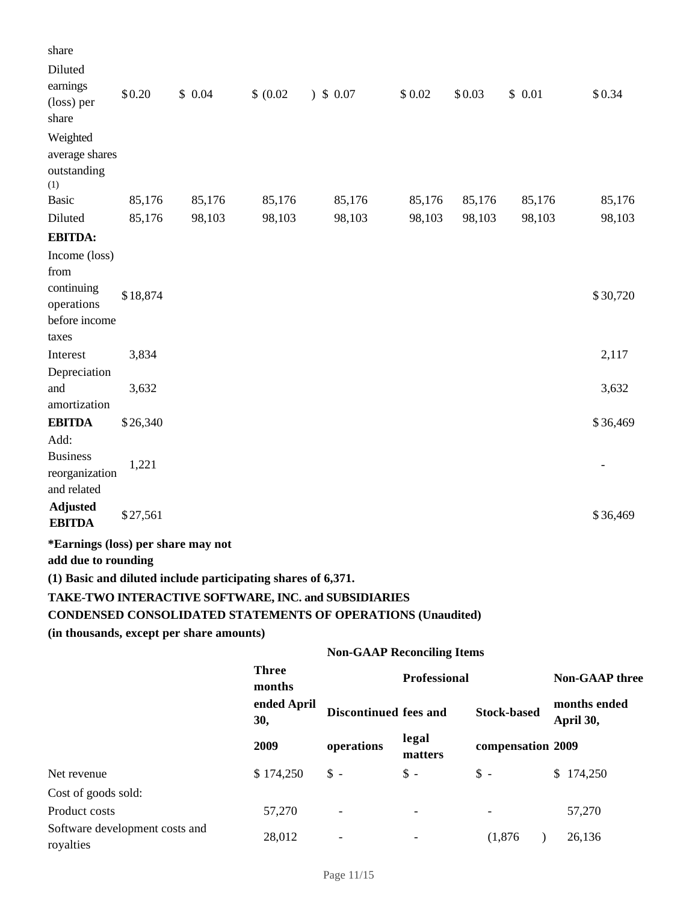| | | | | | | | | |
|---|---|---|---|---|---|---|---|---|
| share | | | | | | | | |
| Diluted earnings (loss) per share | $0.20 | $ 0.04 | $ (0.02 ) | $ 0.07 | $ 0.02 | $0.03 | $ 0.01 | $0.34 |
| Weighted average shares outstanding (1) | | | | | | | | |
| Basic | 85,176 | 85,176 | 85,176 | 85,176 | 85,176 | 85,176 | 85,176 | 85,176 |
| Diluted | 85,176 | 98,103 | 98,103 | 98,103 | 98,103 | 98,103 | 98,103 | 98,103 |
| **EBITDA:** | | | | | | | | |
| Income (loss) from continuing operations before income taxes | $18,874 | | | | | | | $30,720 |
| Interest | 3,834 | | | | | | | 2,117 |
| Depreciation and amortization | 3,632 | | | | | | | 3,632 |
| **EBITDA** | $26,340 | | | | | | | $36,469 |
| Add: | | | | | | | | |
| Business reorganization and related | 1,221 | | | | | | | - |
| **Adjusted EBITDA** | $27,561 | | | | | | | $36,469 |

***Earnings (loss) per share may not add due to rounding**

**(1) Basic and diluted include participating shares of 6,371.**

**TAKE-TWO INTERACTIVE SOFTWARE, INC. and SUBSIDIARIES**

**CONDENSED CONSOLIDATED STATEMENTS OF OPERATIONS (Unaudited)**

**(in thousands, except per share amounts)**

| | | Non-GAAP Reconciling Items | | | |
|---|---|---|---|---|---|
| | **Three months ended April 30, 2009** | **Discontinued operations** | **Professional fees and legal matters** | **Stock-based compensation** | **Non-GAAP three months ended April 30, 2009** |
| Net revenue | $ 174,250 | $ - | $ - | $ - | $ 174,250 |
| Cost of goods sold: | | | | | |
| Product costs | 57,270 | - | - | - | 57,270 |
| Software development costs and royalties | 28,012 | - | - | (1,876 ) | 26,136 |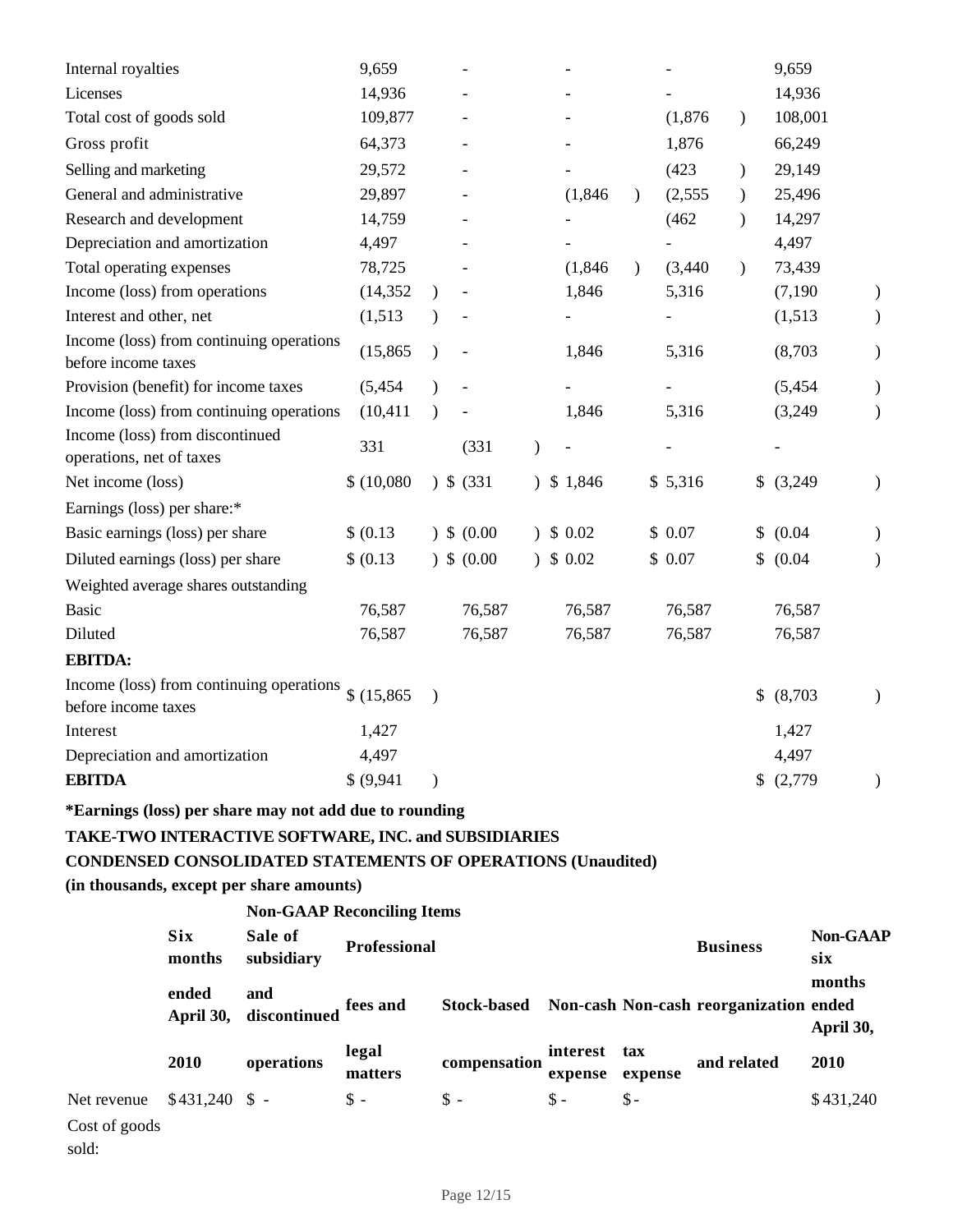| | | | | | |
|---|---|---|---|---|---|
| Internal royalties | 9,659 | - | - | - | 9,659 |
| Licenses | 14,936 | - | - | - | 14,936 |
| Total cost of goods sold | 109,877 | - | - | (1,876) | 108,001 |
| Gross profit | 64,373 | - | - | 1,876 | 66,249 |
| Selling and marketing | 29,572 | - | - | (423) | 29,149 |
| General and administrative | 29,897 | - | (1,846) | (2,555) | 25,496 |
| Research and development | 14,759 | - | - | (462) | 14,297 |
| Depreciation and amortization | 4,497 | - | - | - | 4,497 |
| Total operating expenses | 78,725 | - | (1,846) | (3,440) | 73,439 |
| Income (loss) from operations | (14,352) | - | 1,846 | 5,316 | (7,190) |
| Interest and other, net | (1,513) | - | - | - | (1,513) |
| Income (loss) from continuing operations before income taxes | (15,865) | - | 1,846 | 5,316 | (8,703) |
| Provision (benefit) for income taxes | (5,454) | - | - | - | (5,454) |
| Income (loss) from continuing operations | (10,411) | - | 1,846 | 5,316 | (3,249) |
| Income (loss) from discontinued operations, net of taxes | 331 | (331) | - | - | - |
| Net income (loss) | $ (10,080) | $ (331) | $ 1,846 | $ 5,316 | $ (3,249) |
| Earnings (loss) per share:* | | | | | |
| Basic earnings (loss) per share | $ (0.13) | $ (0.00) | $ 0.02 | $ 0.07 | $ (0.04) |
| Diluted earnings (loss) per share | $ (0.13) | $ (0.00) | $ 0.02 | $ 0.07 | $ (0.04) |
| Weighted average shares outstanding | | | | | |
| Basic | 76,587 | 76,587 | 76,587 | 76,587 | 76,587 |
| Diluted | 76,587 | 76,587 | 76,587 | 76,587 | 76,587 |
| **EBITDA:** | | | | | |
| Income (loss) from continuing operations before income taxes | $ (15,865) | | | | $ (8,703) |
| Interest | 1,427 | | | | 1,427 |
| Depreciation and amortization | 4,497 | | | | 4,497 |
| **EBITDA** | $ (9,941) | | | | $ (2,779) |

**\*Earnings (loss) per share may not add due to rounding**

**TAKE-TWO INTERACTIVE SOFTWARE, INC. and SUBSIDIARIES**

**CONDENSED CONSOLIDATED STATEMENTS OF OPERATIONS (Unaudited)**

**(in thousands, except per share amounts)**

| | | **Non-GAAP Reconciling Items** | | | | | | |
|---|---|---|---|---|---|---|---|---|
| | **Six months ended April 30, 2010** | **Sale of subsidiary and discontinued operations** | **Professional fees and legal matters** | **Stock-based compensation** | **Non-cash interest expense** | **Non-cash tax expense** | **Business reorganization and related** | **Non-GAAP six months ended April 30, 2010** |
| Net revenue | $431,240 | $ - | $ - | $ - | $ - | $ - | | $431,240 |
| Cost of goods sold: | | | | | | | | |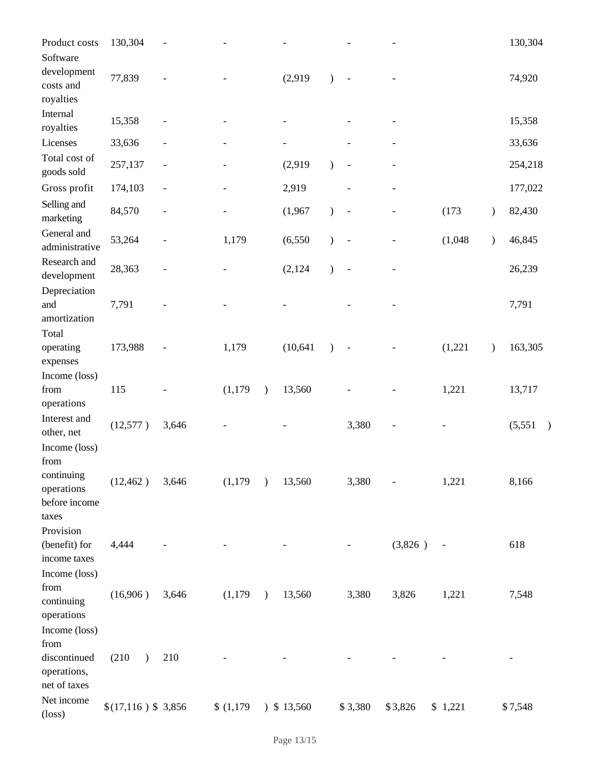| | | | | | | | | |
|---|---|---|---|---|---|---|---|---|
| Product costs | 130,304 | - | - | - | - | - | | 130,304 |
| Software development costs and royalties | 77,839 | - | - | (2,919) | - | - | | 74,920 |
| Internal royalties | 15,358 | - | - | - | - | - | | 15,358 |
| Licenses | 33,636 | - | - | - | - | - | | 33,636 |
| Total cost of goods sold | 257,137 | - | - | (2,919) | - | - | | 254,218 |
| Gross profit | 174,103 | - | - | 2,919 | - | - | | 177,022 |
| Selling and marketing | 84,570 | - | - | (1,967) | - | - | (173) | 82,430 |
| General and administrative | 53,264 | - | 1,179 | (6,550) | - | - | (1,048) | 46,845 |
| Research and development | 28,363 | - | - | (2,124) | - | - | | 26,239 |
| Depreciation and amortization | 7,791 | - | - | - | - | - | | 7,791 |
| Total operating expenses | 173,988 | - | 1,179 | (10,641) | - | - | (1,221) | 163,305 |
| Income (loss) from operations | 115 | - | (1,179) | 13,560 | - | - | 1,221 | 13,717 |
| Interest and other, net | (12,577) | 3,646 | - | - | 3,380 | - | - | (5,551) |
| Income (loss) from continuing operations before income taxes | (12,462) | 3,646 | (1,179) | 13,560 | 3,380 | - | 1,221 | 8,166 |
| Provision (benefit) for income taxes | 4,444 | - | - | - | - | (3,826) | - | 618 |
| Income (loss) from continuing operations | (16,906) | 3,646 | (1,179) | 13,560 | 3,380 | 3,826 | 1,221 | 7,548 |
| Income (loss) from discontinued operations, net of taxes | (210) | 210 | - | - | - | - | - | - |
| Net income (loss) | $(17,116) | $ 3,856 | $ (1,179) | $ 13,560 | $ 3,380 | $ 3,826 | $ 1,221 | $ 7,548 |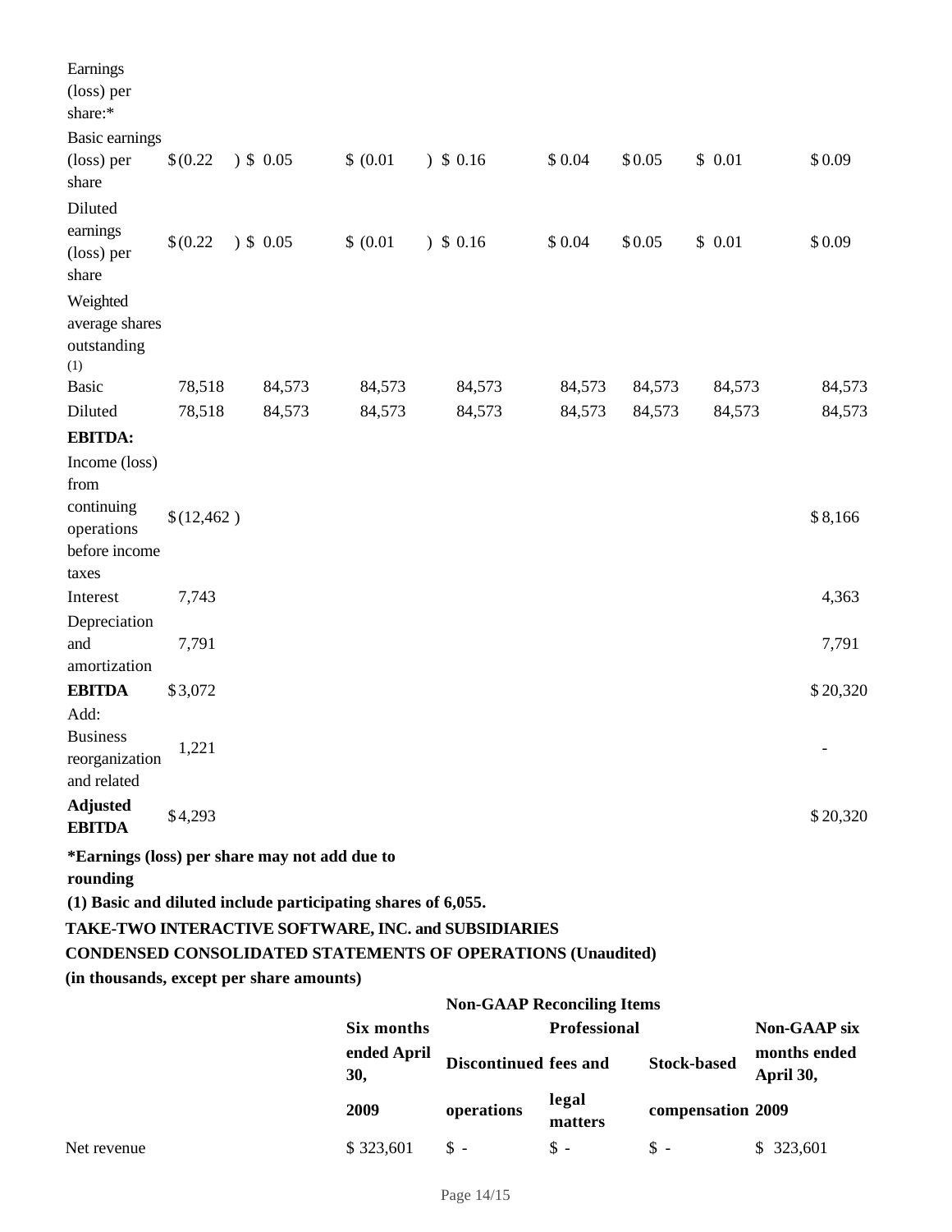| | | | | | | | | |
|---|---|---|---|---|---|---|---|---|
| Earnings (loss) per share:* | | | | | | | | |
| Basic earnings (loss) per share | $(0.22 ) | $ 0.05 | $ (0.01 ) | $ 0.16 | $ 0.04 | $ 0.05 | $ 0.01 | $ 0.09 |
| Diluted earnings (loss) per share | $(0.22 ) | $ 0.05 | $ (0.01 ) | $ 0.16 | $ 0.04 | $ 0.05 | $ 0.01 | $ 0.09 |
| Weighted average shares outstanding (1) | | | | | | | | |
| Basic | 78,518 | 84,573 | 84,573 | 84,573 | 84,573 | 84,573 | 84,573 | 84,573 |
| Diluted | 78,518 | 84,573 | 84,573 | 84,573 | 84,573 | 84,573 | 84,573 | 84,573 |
| **EBITDA:** | | | | | | | | |
| Income (loss) from continuing operations before income taxes | $(12,462 ) | | | | | | | $ 8,166 |
| Interest | 7,743 | | | | | | | 4,363 |
| Depreciation and amortization | 7,791 | | | | | | | 7,791 |
| **EBITDA** | $3,072 | | | | | | | $ 20,320 |
| Add: | | | | | | | | |
| Business reorganization and related | 1,221 | | | | | | | - |
| **Adjusted EBITDA** | $4,293 | | | | | | | $ 20,320 |

**\*Earnings (loss) per share may not add due to rounding**

**(1) Basic and diluted include participating shares of 6,055.**

**TAKE-TWO INTERACTIVE SOFTWARE, INC. and SUBSIDIARIES**

**CONDENSED CONSOLIDATED STATEMENTS OF OPERATIONS (Unaudited)**

**(in thousands, except per share amounts)**

| | | Non-GAAP Reconciling Items | | | |
|---|---|---|---|---|---|
| | **Six months ended April 30, 2009** | **Discontinued operations** | **Professional fees and legal matters** | **Stock-based compensation** | **Non-GAAP six months ended April 30, 2009** |
| Net revenue | $ 323,601 | $ - | $ - | $ - | $ 323,601 |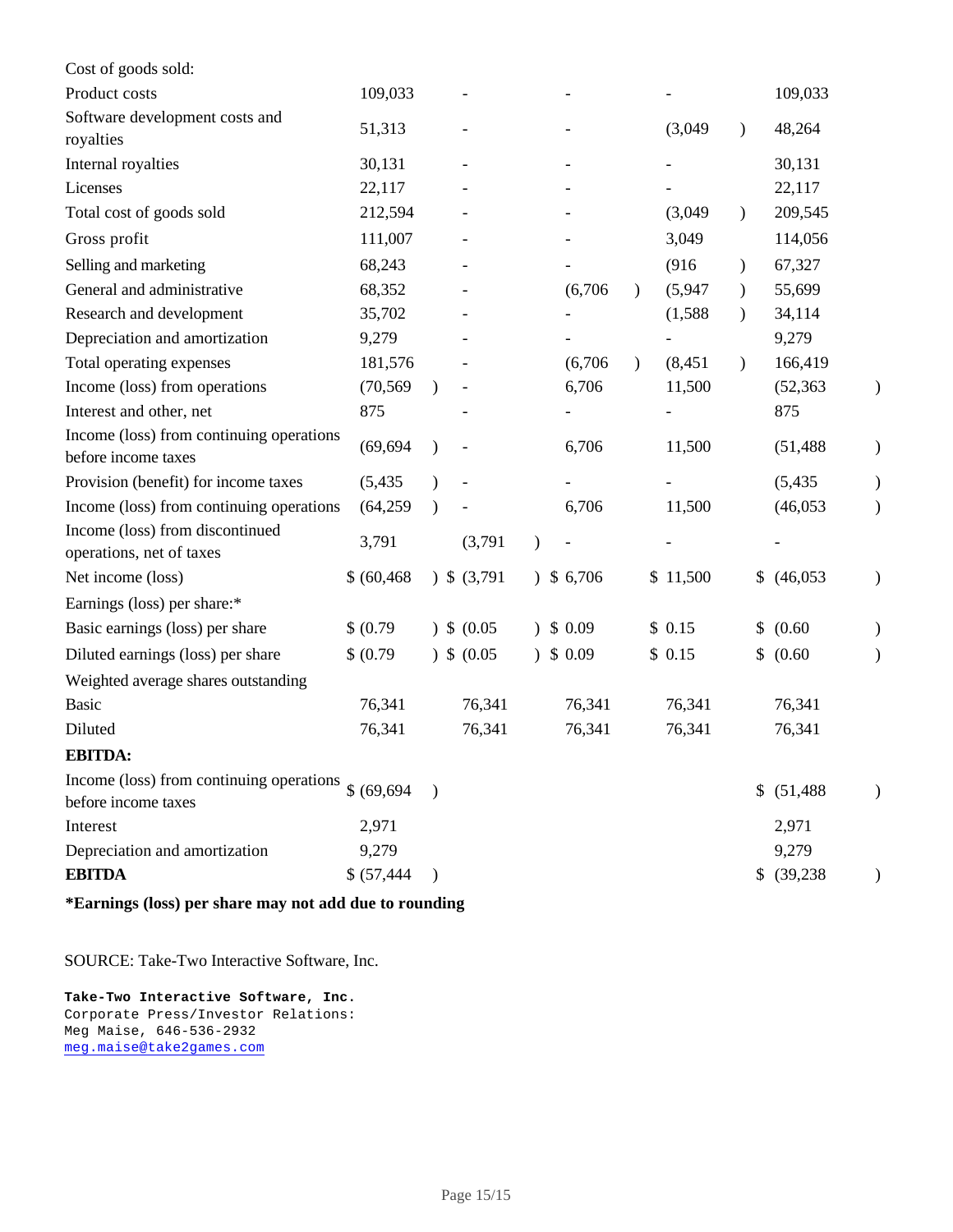| | | | | | |
|---|---|---|---|---|---|
| Cost of goods sold: | | | | | |
| Product costs | 109,033 | - | - | - | 109,033 |
| Software development costs and royalties | 51,313 | - | - | (3,049) | 48,264 |
| Internal royalties | 30,131 | - | - | - | 30,131 |
| Licenses | 22,117 | - | - | - | 22,117 |
| Total cost of goods sold | 212,594 | - | - | (3,049) | 209,545 |
| Gross profit | 111,007 | - | - | 3,049 | 114,056 |
| Selling and marketing | 68,243 | - | - | (916) | 67,327 |
| General and administrative | 68,352 | - | (6,706) | (5,947) | 55,699 |
| Research and development | 35,702 | - | - | (1,588) | 34,114 |
| Depreciation and amortization | 9,279 | - | - | - | 9,279 |
| Total operating expenses | 181,576 | - | (6,706) | (8,451) | 166,419 |
| Income (loss) from operations | (70,569) | - | 6,706 | 11,500 | (52,363) |
| Interest and other, net | 875 | - | - | - | 875 |
| Income (loss) from continuing operations before income taxes | (69,694) | - | 6,706 | 11,500 | (51,488) |
| Provision (benefit) for income taxes | (5,435) | - | - | - | (5,435) |
| Income (loss) from continuing operations | (64,259) | - | 6,706 | 11,500 | (46,053) |
| Income (loss) from discontinued operations, net of taxes | 3,791 | (3,791) | - | - | - |
| Net income (loss) | $ (60,468) | $ (3,791) | $ 6,706 | $ 11,500 | $ (46,053) |
| Earnings (loss) per share:* | | | | | |
| Basic earnings (loss) per share | $ (0.79) | $ (0.05) | $ 0.09 | $ 0.15 | $ (0.60) |
| Diluted earnings (loss) per share | $ (0.79) | $ (0.05) | $ 0.09 | $ 0.15 | $ (0.60) |
| Weighted average shares outstanding | | | | | |
| Basic | 76,341 | 76,341 | 76,341 | 76,341 | 76,341 |
| Diluted | 76,341 | 76,341 | 76,341 | 76,341 | 76,341 |
| **EBITDA:** | | | | | |
| Income (loss) from continuing operations before income taxes | $ (69,694) | | | | $ (51,488) |
| Interest | 2,971 | | | | 2,971 |
| Depreciation and amortization | 9,279 | | | | 9,279 |
| **EBITDA** | $ (57,444) | | | | $ (39,238) |

**\*Earnings (loss) per share may not add due to rounding**

SOURCE: Take-Two Interactive Software, Inc.

**Take-Two Interactive Software, Inc.**
Corporate Press/Investor Relations:
Meg Maise, 646-536-2932
meg.maise@take2games.com